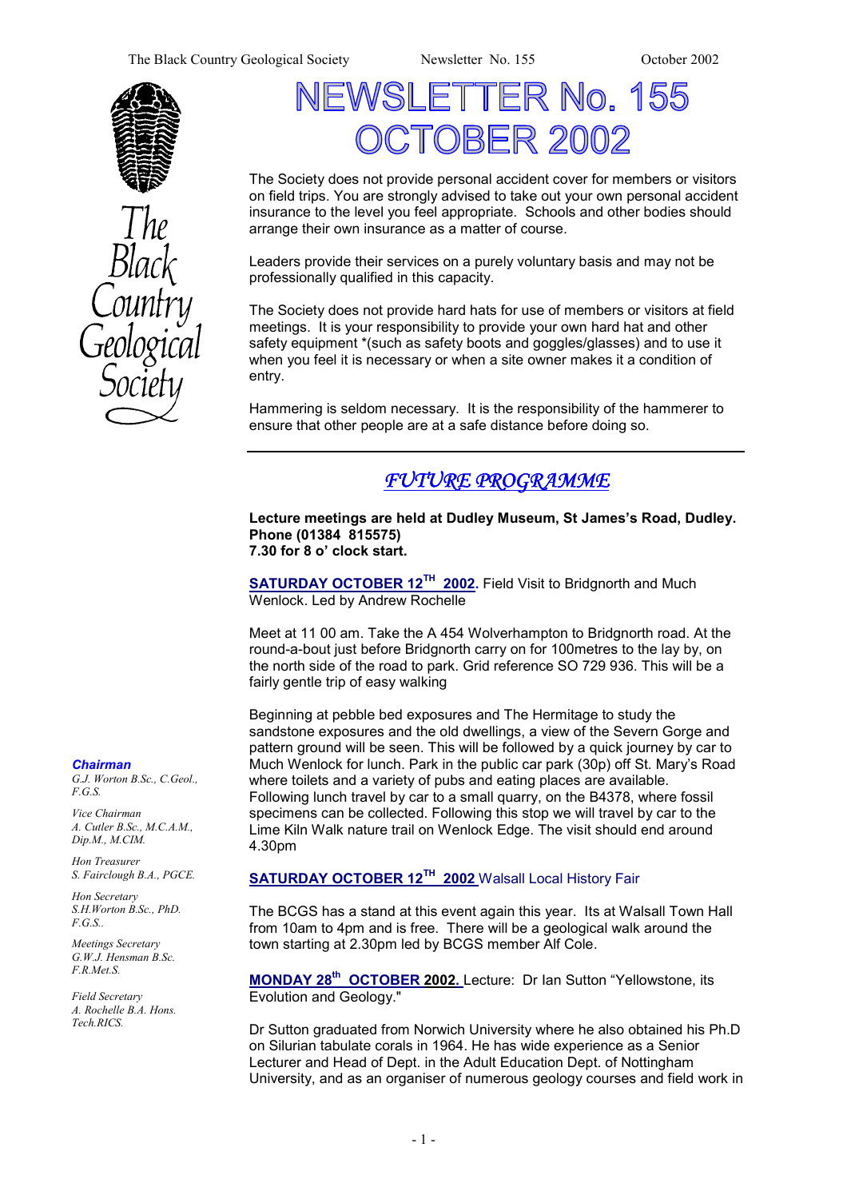# NEWSLETTER No. 155 OCTOBER 2002

The Society does not provide personal accident cover for members or visitors on field trips. You are strongly advised to take out your own personal accident insurance to the level you feel appropriate. Schools and other bodies should arrange their own insurance as a matter of course.

Leaders provide their services on a purely voluntary basis and may not be professionally qualified in this capacity.

The Society does not provide hard hats for use of members or visitors at field meetings. It is your responsibility to provide your own hard hat and other safety equipment *(such as safety boots and goggles/glasses) and to use it when you feel it is necessary or when a site owner makes it a condition of entry.

Hammering is seldom necessary. It is the responsibility of the hammerer to ensure that other people are at a safe distance before doing so.

## *FUTURE PROGRAMME*

**Lecture meetings are held at Dudley Museum, St James's Road, Dudley. Phone (01384 815575) 7.30 for 8 o' clock start.**

**SATURDAY OCTOBER 12TH 2002.** Field Visit to Bridgnorth and Much Wenlock. Led by Andrew Rochelle

Meet at 11 00 am. Take the A 454 Wolverhampton to Bridgnorth road. At the round-a-bout just before Bridgnorth carry on for 100metres to the lay by, on the north side of the road to park. Grid reference SO 729 936. This will be a fairly gentle trip of easy walking

Beginning at pebble bed exposures and The Hermitage to study the sandstone exposures and the old dwellings, a view of the Severn Gorge and pattern ground will be seen. This will be followed by a quick journey by car to Much Wenlock for lunch. Park in the public car park (30p) off St. Mary's Road where toilets and a variety of pubs and eating places are available. Following lunch travel by car to a small quarry, on the B4378, where fossil specimens can be collected. Following this stop we will travel by car to the Lime Kiln Walk nature trail on Wenlock Edge. The visit should end around 4.30pm

**SATURDAY OCTOBER 12TH 2002** Walsall Local History Fair

The BCGS has a stand at this event again this year. Its at Walsall Town Hall from 10am to 4pm and is free. There will be a geological walk around the town starting at 2.30pm led by BCGS member Alf Cole.

**MONDAY 28th OCTOBER 2002.** Lecture: Dr Ian Sutton "Yellowstone, its Evolution and Geology."

Dr Sutton graduated from Norwich University where he also obtained his Ph.D on Silurian tabulate corals in 1964. He has wide experience as a Senior Lecturer and Head of Dept. in the Adult Education Dept. of Nottingham University, and as an organiser of numerous geology courses and field work in

***Chairman***
*G.J. Worton B.Sc., C.Geol., F.G.S.*

*Vice Chairman*
*A. Cutler B.Sc., M.C.A.M., Dip.M., M.CIM.*

*Hon Treasurer*
*S. Fairclough B.A., PGCE.*

*Hon Secretary*
*S.H.Worton B.Sc., PhD. F.G.S..*

*Meetings Secretary*
*G.W.J. Hensman B.Sc. F.R.Met.S.*

*Field Secretary*
*A. Rochelle B.A. Hons. Tech.RICS.*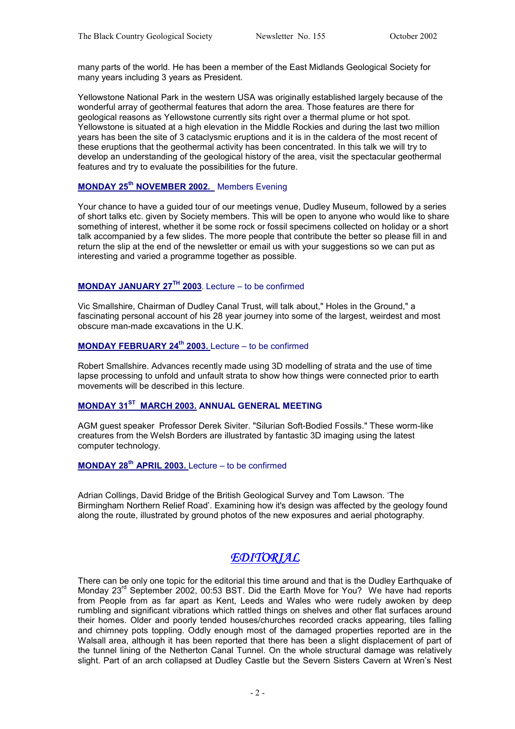many parts of the world. He has been a member of the East Midlands Geological Society for many years including 3 years as President.

Yellowstone National Park in the western USA was originally established largely because of the wonderful array of geothermal features that adorn the area. Those features are there for geological reasons as Yellowstone currently sits right over a thermal plume or hot spot. Yellowstone is situated at a high elevation in the Middle Rockies and during the last two million years has been the site of 3 cataclysmic eruptions and it is in the caldera of the most recent of these eruptions that the geothermal activity has been concentrated. In this talk we will try to develop an understanding of the geological history of the area, visit the spectacular geothermal features and try to evaluate the possibilities for the future.

**MONDAY 25th NOVEMBER 2002.** Members Evening

Your chance to have a guided tour of our meetings venue, Dudley Museum, followed by a series of short talks etc. given by Society members. This will be open to anyone who would like to share something of interest, whether it be some rock or fossil specimens collected on holiday or a short talk accompanied by a few slides. The more people that contribute the better so please fill in and return the slip at the end of the newsletter or email us with your suggestions so we can put as interesting and varied a programme together as possible.

**MONDAY JANUARY 27TH 2003**. Lecture – to be confirmed

Vic Smallshire, Chairman of Dudley Canal Trust, will talk about," Holes in the Ground," a fascinating personal account of his 28 year journey into some of the largest, weirdest and most obscure man-made excavations in the U.K.

**MONDAY FEBRUARY 24th 2003.** Lecture – to be confirmed

Robert Smallshire. Advances recently made using 3D modelling of strata and the use of time lapse processing to unfold and unfault strata to show how things were connected prior to earth movements will be described in this lecture.

**MONDAY 31ST MARCH 2003. ANNUAL GENERAL MEETING**

AGM guest speaker Professor Derek Siviter. "Silurian Soft-Bodied Fossils." These worm-like creatures from the Welsh Borders are illustrated by fantastic 3D imaging using the latest computer technology.

**MONDAY 28th APRIL 2003.** Lecture – to be confirmed

Adrian Collings, David Bridge of the British Geological Survey and Tom Lawson. 'The Birmingham Northern Relief Road'. Examining how it's design was affected by the geology found along the route, illustrated by ground photos of the new exposures and aerial photography.

## *EDITORIAL*

There can be only one topic for the editorial this time around and that is the Dudley Earthquake of Monday 23rd September 2002, 00:53 BST. Did the Earth Move for You? We have had reports from People from as far apart as Kent, Leeds and Wales who were rudely awoken by deep rumbling and significant vibrations which rattled things on shelves and other flat surfaces around their homes. Older and poorly tended houses/churches recorded cracks appearing, tiles falling and chimney pots toppling. Oddly enough most of the damaged properties reported are in the Walsall area, although it has been reported that there has been a slight displacement of part of the tunnel lining of the Netherton Canal Tunnel. On the whole structural damage was relatively slight. Part of an arch collapsed at Dudley Castle but the Severn Sisters Cavern at Wren's Nest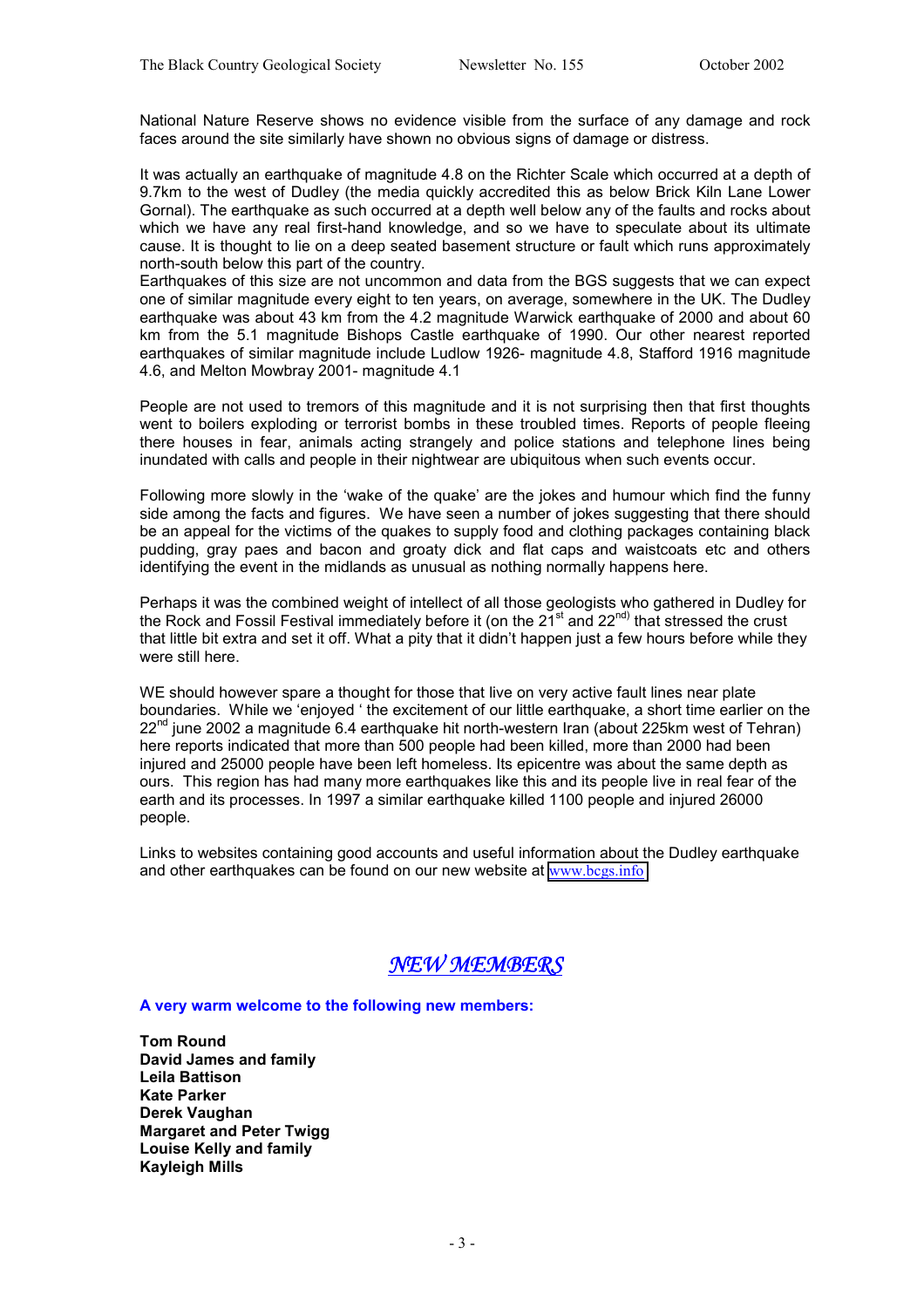National Nature Reserve shows no evidence visible from the surface of any damage and rock faces around the site similarly have shown no obvious signs of damage or distress.

It was actually an earthquake of magnitude 4.8 on the Richter Scale which occurred at a depth of 9.7km to the west of Dudley (the media quickly accredited this as below Brick Kiln Lane Lower Gornal). The earthquake as such occurred at a depth well below any of the faults and rocks about which we have any real first-hand knowledge, and so we have to speculate about its ultimate cause. It is thought to lie on a deep seated basement structure or fault which runs approximately north-south below this part of the country.
Earthquakes of this size are not uncommon and data from the BGS suggests that we can expect one of similar magnitude every eight to ten years, on average, somewhere in the UK. The Dudley earthquake was about 43 km from the 4.2 magnitude Warwick earthquake of 2000 and about 60 km from the 5.1 magnitude Bishops Castle earthquake of 1990. Our other nearest reported earthquakes of similar magnitude include Ludlow 1926- magnitude 4.8, Stafford 1916 magnitude 4.6, and Melton Mowbray 2001- magnitude 4.1

People are not used to tremors of this magnitude and it is not surprising then that first thoughts went to boilers exploding or terrorist bombs in these troubled times. Reports of people fleeing there houses in fear, animals acting strangely and police stations and telephone lines being inundated with calls and people in their nightwear are ubiquitous when such events occur.

Following more slowly in the 'wake of the quake' are the jokes and humour which find the funny side among the facts and figures. We have seen a number of jokes suggesting that there should be an appeal for the victims of the quakes to supply food and clothing packages containing black pudding, gray paes and bacon and groaty dick and flat caps and waistcoats etc and others identifying the event in the midlands as unusual as nothing normally happens here.

Perhaps it was the combined weight of intellect of all those geologists who gathered in Dudley for the Rock and Fossil Festival immediately before it (on the 21st and 22nd) that stressed the crust that little bit extra and set it off. What a pity that it didn't happen just a few hours before while they were still here.

WE should however spare a thought for those that live on very active fault lines near plate boundaries. While we 'enjoyed ' the excitement of our little earthquake, a short time earlier on the 22nd june 2002 a magnitude 6.4 earthquake hit north-western Iran (about 225km west of Tehran) here reports indicated that more than 500 people had been killed, more than 2000 had been injured and 25000 people have been left homeless. Its epicentre was about the same depth as ours. This region has had many more earthquakes like this and its people live in real fear of the earth and its processes. In 1997 a similar earthquake killed 1100 people and injured 26000 people.

Links to websites containing good accounts and useful information about the Dudley earthquake and other earthquakes can be found on our new website at www.bcgs.info

## *NEW MEMBERS*

**A very warm welcome to the following new members:**

**Tom Round**
**David James and family**
**Leila Battison**
**Kate Parker**
**Derek Vaughan**
**Margaret and Peter Twigg**
**Louise Kelly and family**
**Kayleigh Mills**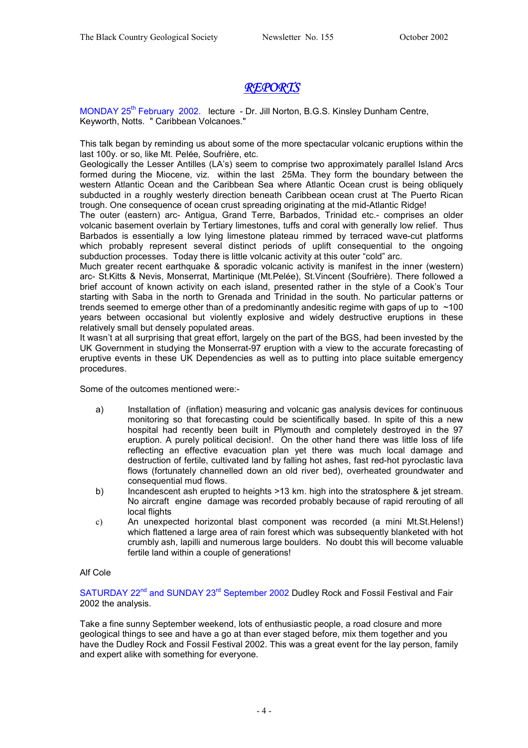# *REPORTS*

MONDAY 25th February 2002. lecture - Dr. Jill Norton, B.G.S. Kinsley Dunham Centre, Keyworth, Notts. " Caribbean Volcanoes."

This talk began by reminding us about some of the more spectacular volcanic eruptions within the last 100y. or so, like Mt. Pelée, Soufrière, etc.

Geologically the Lesser Antilles (LA's) seem to comprise two approximately parallel Island Arcs formed during the Miocene, viz. within the last 25Ma. They form the boundary between the western Atlantic Ocean and the Caribbean Sea where Atlantic Ocean crust is being obliquely subducted in a roughly westerly direction beneath Caribbean ocean crust at The Puerto Rican trough. One consequence of ocean crust spreading originating at the mid-Atlantic Ridge!

The outer (eastern) arc- Antigua, Grand Terre, Barbados, Trinidad etc.- comprises an older volcanic basement overlain by Tertiary limestones, tuffs and coral with generally low relief. Thus Barbados is essentially a low lying limestone plateau rimmed by terraced wave-cut platforms which probably represent several distinct periods of uplift consequential to the ongoing subduction processes. Today there is little volcanic activity at this outer "cold" arc.

Much greater recent earthquake & sporadic volcanic activity is manifest in the inner (western) arc- St.Kitts & Nevis, Monserrat, Martinique (Mt.Pelée), St.Vincent (Soufrière). There followed a brief account of known activity on each island, presented rather in the style of a Cook's Tour starting with Saba in the north to Grenada and Trinidad in the south. No particular patterns or trends seemed to emerge other than of a predominantly andesitic regime with gaps of up to ~100 years between occasional but violently explosive and widely destructive eruptions in these relatively small but densely populated areas.

It wasn't at all surprising that great effort, largely on the part of the BGS, had been invested by the UK Government in studying the Monserrat-97 eruption with a view to the accurate forecasting of eruptive events in these UK Dependencies as well as to putting into place suitable emergency procedures.

Some of the outcomes mentioned were:-

a) Installation of (inflation) measuring and volcanic gas analysis devices for continuous monitoring so that forecasting could be scientifically based. In spite of this a new hospital had recently been built in Plymouth and completely destroyed in the 97 eruption. A purely political decision!. On the other hand there was little loss of life reflecting an effective evacuation plan yet there was much local damage and destruction of fertile, cultivated land by falling hot ashes, fast red-hot pyroclastic lava flows (fortunately channelled down an old river bed), overheated groundwater and consequential mud flows.

b) Incandescent ash erupted to heights >13 km. high into the stratosphere & jet stream. No aircraft engine damage was recorded probably because of rapid rerouting of all local flights

c) An unexpected horizontal blast component was recorded (a mini Mt.St.Helens!) which flattened a large area of rain forest which was subsequently blanketed with hot crumbly ash, lapilli and numerous large boulders. No doubt this will become valuable fertile land within a couple of generations!

Alf Cole

SATURDAY 22nd and SUNDAY 23rd September 2002 Dudley Rock and Fossil Festival and Fair 2002 the analysis.

Take a fine sunny September weekend, lots of enthusiastic people, a road closure and more geological things to see and have a go at than ever staged before, mix them together and you have the Dudley Rock and Fossil Festival 2002. This was a great event for the lay person, family and expert alike with something for everyone.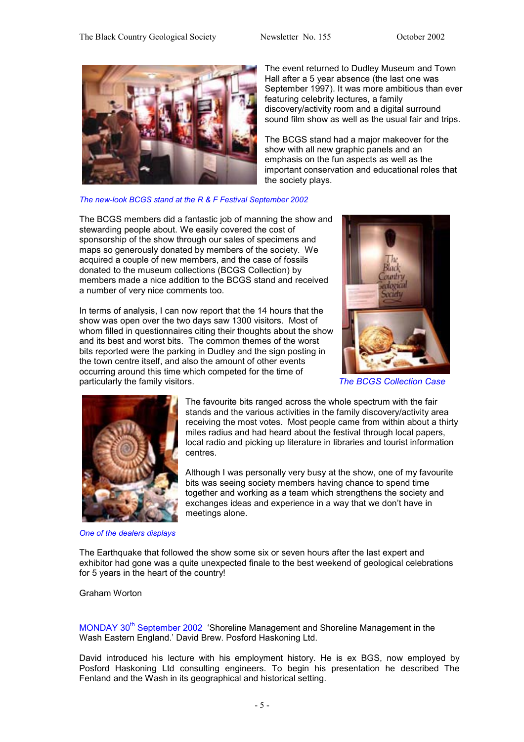The event returned to Dudley Museum and Town Hall after a 5 year absence (the last one was September 1997). It was more ambitious than ever featuring celebrity lectures, a family discovery/activity room and a digital surround sound film show as well as the usual fair and trips.

The BCGS stand had a major makeover for the show with all new graphic panels and an emphasis on the fun aspects as well as the important conservation and educational roles that the society plays.

*The new-look BCGS stand at the R & F Festival September 2002*

The BCGS members did a fantastic job of manning the show and stewarding people about. We easily covered the cost of sponsorship of the show through our sales of specimens and maps so generously donated by members of the society. We acquired a couple of new members, and the case of fossils donated to the museum collections (BCGS Collection) by members made a nice addition to the BCGS stand and received a number of very nice comments too.

In terms of analysis, I can now report that the 14 hours that the show was open over the two days saw 1300 visitors. Most of whom filled in questionnaires citing their thoughts about the show and its best and worst bits. The common themes of the worst bits reported were the parking in Dudley and the sign posting in the town centre itself, and also the amount of other events occurring around this time which competed for the time of particularly the family visitors.

*The BCGS Collection Case*

The favourite bits ranged across the whole spectrum with the fair stands and the various activities in the family discovery/activity area receiving the most votes. Most people came from within about a thirty miles radius and had heard about the festival through local papers, local radio and picking up literature in libraries and tourist information centres.

Although I was personally very busy at the show, one of my favourite bits was seeing society members having chance to spend time together and working as a team which strengthens the society and exchanges ideas and experience in a way that we don't have in meetings alone.

*One of the dealers displays*

The Earthquake that followed the show some six or seven hours after the last expert and exhibitor had gone was a quite unexpected finale to the best weekend of geological celebrations for 5 years in the heart of the country!

Graham Worton

MONDAY 30th September 2002 'Shoreline Management and Shoreline Management in the Wash Eastern England.' David Brew. Posford Haskoning Ltd.

David introduced his lecture with his employment history. He is ex BGS, now employed by Posford Haskoning Ltd consulting engineers. To begin his presentation he described The Fenland and the Wash in its geographical and historical setting.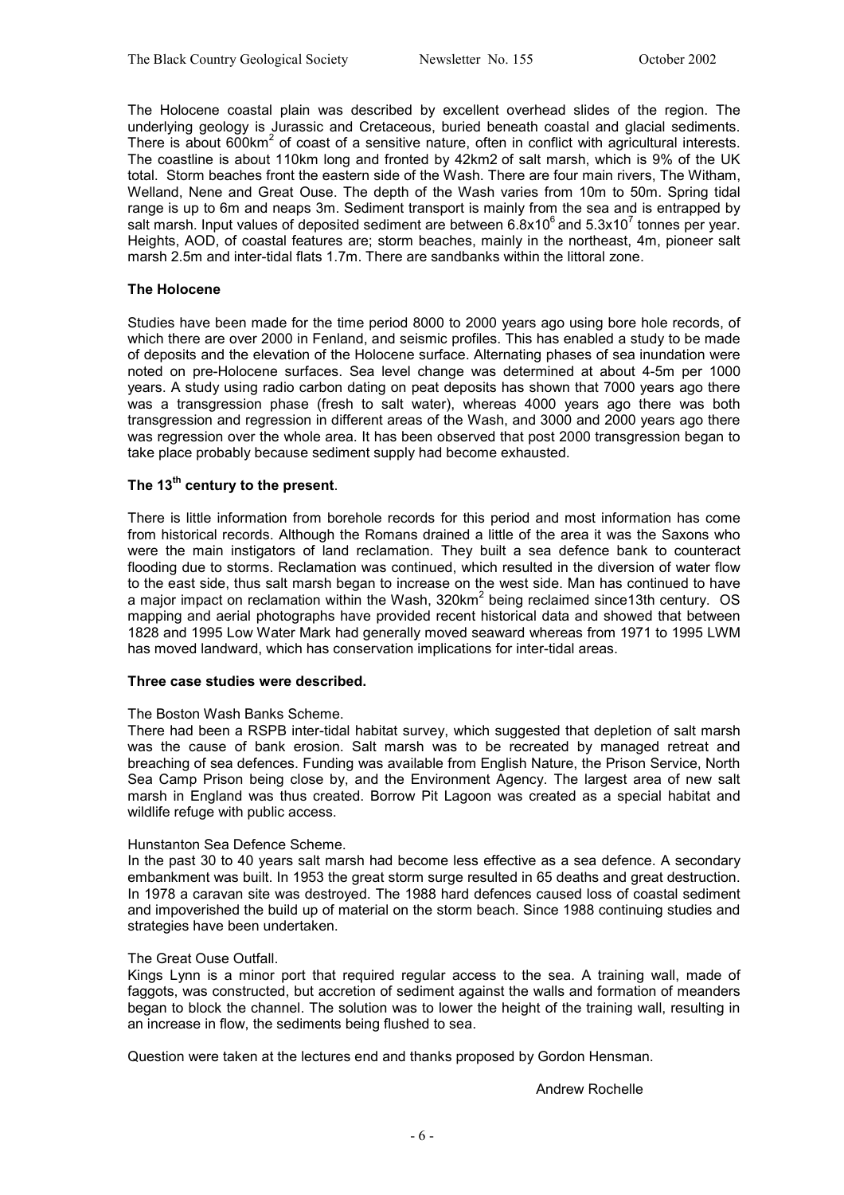The Holocene coastal plain was described by excellent overhead slides of the region. The underlying geology is Jurassic and Cretaceous, buried beneath coastal and glacial sediments. There is about 600km$^2$ of coast of a sensitive nature, often in conflict with agricultural interests. The coastline is about 110km long and fronted by 42km2 of salt marsh, which is 9% of the UK total. Storm beaches front the eastern side of the Wash. There are four main rivers, The Witham, Welland, Nene and Great Ouse. The depth of the Wash varies from 10m to 50m. Spring tidal range is up to 6m and neaps 3m. Sediment transport is mainly from the sea and is entrapped by salt marsh. Input values of deposited sediment are between $6.8 \times 10^6$ and $5.3 \times 10^7$ tonnes per year. Heights, AOD, of coastal features are; storm beaches, mainly in the northeast, 4m, pioneer salt marsh 2.5m and inter-tidal flats 1.7m. There are sandbanks within the littoral zone.

**The Holocene**

Studies have been made for the time period 8000 to 2000 years ago using bore hole records, of which there are over 2000 in Fenland, and seismic profiles. This has enabled a study to be made of deposits and the elevation of the Holocene surface. Alternating phases of sea inundation were noted on pre-Holocene surfaces. Sea level change was determined at about 4-5m per 1000 years. A study using radio carbon dating on peat deposits has shown that 7000 years ago there was a transgression phase (fresh to salt water), whereas 4000 years ago there was both transgression and regression in different areas of the Wash, and 3000 and 2000 years ago there was regression over the whole area. It has been observed that post 2000 transgression began to take place probably because sediment supply had become exhausted.

**The 13th century to the present**.

There is little information from borehole records for this period and most information has come from historical records. Although the Romans drained a little of the area it was the Saxons who were the main instigators of land reclamation. They built a sea defence bank to counteract flooding due to storms. Reclamation was continued, which resulted in the diversion of water flow to the east side, thus salt marsh began to increase on the west side. Man has continued to have a major impact on reclamation within the Wash, 320km$^2$ being reclaimed since13th century. OS mapping and aerial photographs have provided recent historical data and showed that between 1828 and 1995 Low Water Mark had generally moved seaward whereas from 1971 to 1995 LWM has moved landward, which has conservation implications for inter-tidal areas.

**Three case studies were described.**

The Boston Wash Banks Scheme.

There had been a RSPB inter-tidal habitat survey, which suggested that depletion of salt marsh was the cause of bank erosion. Salt marsh was to be recreated by managed retreat and breaching of sea defences. Funding was available from English Nature, the Prison Service, North Sea Camp Prison being close by, and the Environment Agency. The largest area of new salt marsh in England was thus created. Borrow Pit Lagoon was created as a special habitat and wildlife refuge with public access.

Hunstanton Sea Defence Scheme.

In the past 30 to 40 years salt marsh had become less effective as a sea defence. A secondary embankment was built. In 1953 the great storm surge resulted in 65 deaths and great destruction. In 1978 a caravan site was destroyed. The 1988 hard defences caused loss of coastal sediment and impoverished the build up of material on the storm beach. Since 1988 continuing studies and strategies have been undertaken.

The Great Ouse Outfall.

Kings Lynn is a minor port that required regular access to the sea. A training wall, made of faggots, was constructed, but accretion of sediment against the walls and formation of meanders began to block the channel. The solution was to lower the height of the training wall, resulting in an increase in flow, the sediments being flushed to sea.

Question were taken at the lectures end and thanks proposed by Gordon Hensman.

Andrew Rochelle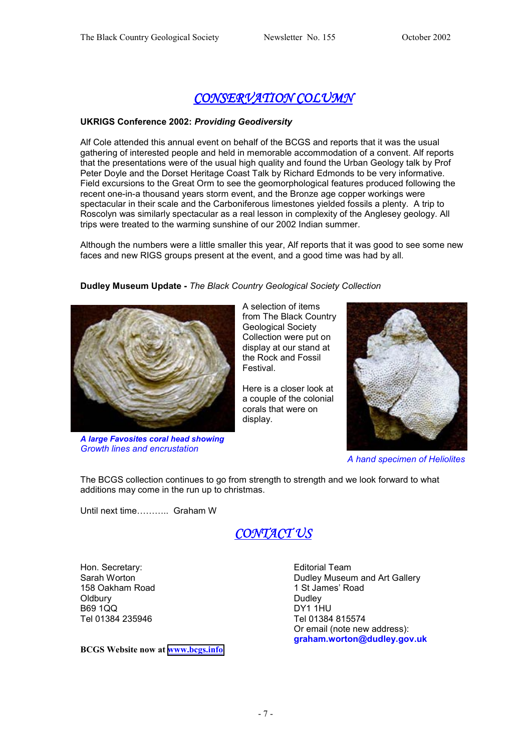# CONSERVATION COLUMN

**UKRIGS Conference 2002:** ***Providing Geodiversity***

Alf Cole attended this annual event on behalf of the BCGS and reports that it was the usual gathering of interested people and held in memorable accommodation of a convent. Alf reports that the presentations were of the usual high quality and found the Urban Geology talk by Prof Peter Doyle and the Dorset Heritage Coast Talk by Richard Edmonds to be very informative. Field excursions to the Great Orm to see the geomorphological features produced following the recent one-in-a thousand years storm event, and the Bronze age copper workings were spectacular in their scale and the Carboniferous limestones yielded fossils a plenty. A trip to Roscolyn was similarly spectacular as a real lesson in complexity of the Anglesey geology. All trips were treated to the warming sunshine of our 2002 Indian summer.

Although the numbers were a little smaller this year, Alf reports that it was good to see some new faces and new RIGS groups present at the event, and a good time was had by all.

**Dudley Museum Update -** *The Black Country Geological Society Collection*

A selection of items from The Black Country Geological Society Collection were put on display at our stand at the Rock and Fossil Festival.

Here is a closer look at a couple of the colonial corals that were on display.

***A large Favosites coral head showing*** *Growth lines and encrustation*

*A hand specimen of Heliolites*

The BCGS collection continues to go from strength to strength and we look forward to what additions may come in the run up to christmas.

Until next time……….. Graham W

# CONTACT US

Hon. Secretary:
Sarah Worton
158 Oakham Road
Oldbury
B69 1QQ
Tel 01384 235946

Editorial Team
Dudley Museum and Art Gallery
1 St James' Road
Dudley
DY1 1HU
Tel 01384 815574
Or email (note new address):
**graham.worton@dudley.gov.uk**

**BCGS Website now at www.bcgs.info**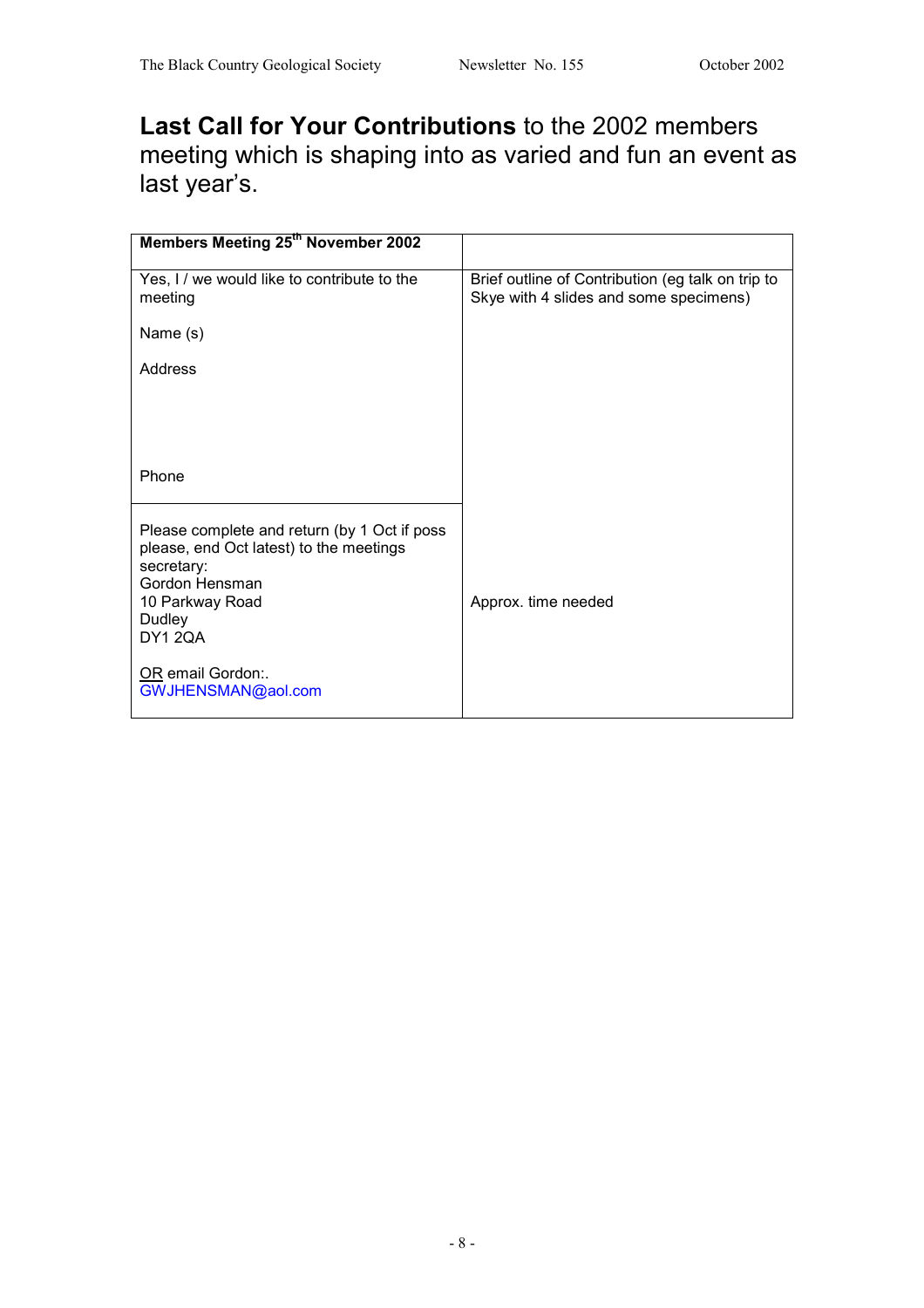**Last Call for Your Contributions** to the 2002 members meeting which is shaping into as varied and fun an event as last year's.

| **Members Meeting 25th November 2002** | |
|---|---|
| Yes, I / we would like to contribute to the meeting<br><br>Name (s)<br><br>Address<br><br><br><br><br>Phone | Brief outline of Contribution (eg talk on trip to Skye with 4 slides and some specimens) |
| Please complete and return (by 1 Oct if poss please, end Oct latest) to the meetings secretary:<br>Gordon Hensman<br>10 Parkway Road<br>Dudley<br>DY1 2QA<br><br>OR email Gordon:.<br>GWJHENSMAN@aol.com | Approx. time needed |